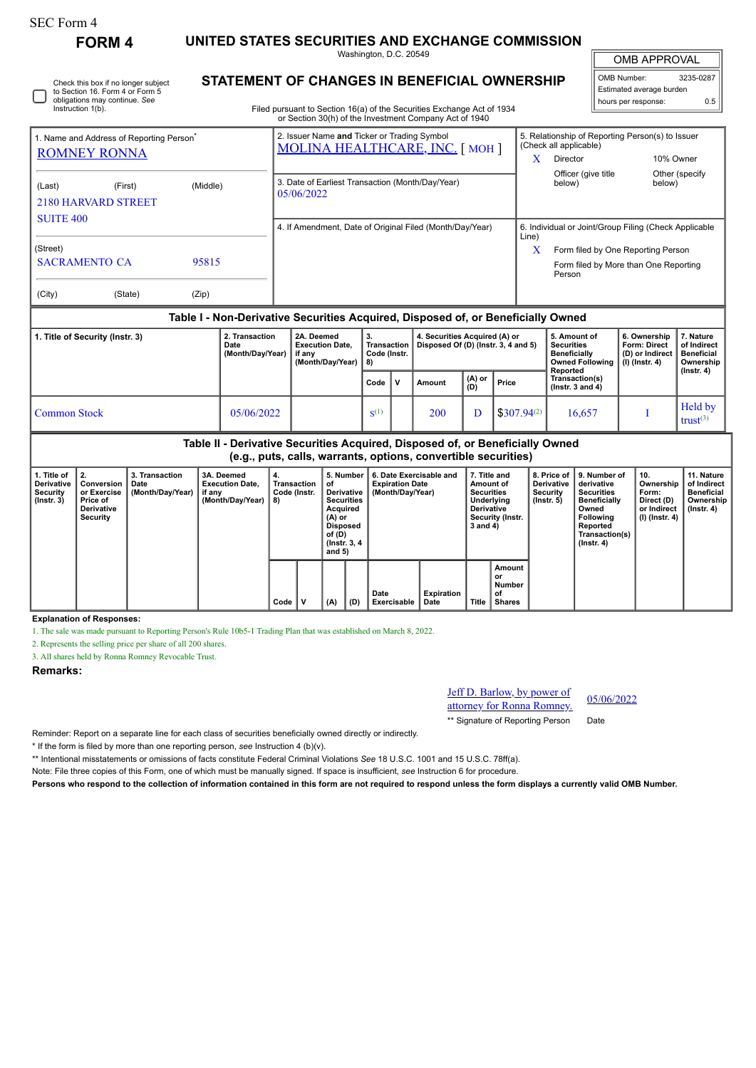SEC Form 4

**FORM 4**

# UNITED STATES SECURITIES AND EXCHANGE COMMISSION

Washington, D.C. 20549

## STATEMENT OF CHANGES IN BENEFICIAL OWNERSHIP

Filed pursuant to Section 16(a) of the Securities Exchange Act of 1934 or Section 30(h) of the Investment Company Act of 1940

| OMB APPROVAL | |
|---|---|
| OMB Number: | 3235-0287 |
| Estimated average burden | |
| hours per response: | 0.5 |

☐ Check this box if no longer subject to Section 16. Form 4 or Form 5 obligations may continue. *See* Instruction 1(b).

**1. Name and Address of Reporting Person***

ROMNEY RONNA

(Last) (First) (Middle)

2180 HARVARD STREET
SUITE 400

(Street)

SACRAMENTO CA 95815

(City) (State) (Zip)

**2. Issuer Name and Ticker or Trading Symbol**

MOLINA HEALTHCARE, INC. [ MOH ]

**3. Date of Earliest Transaction (Month/Day/Year)**

05/06/2022

**4. If Amendment, Date of Original Filed (Month/Day/Year)**

**5. Relationship of Reporting Person(s) to Issuer (Check all applicable)**

X Director

10% Owner

Officer (give title below)

Other (specify below)

**6. Individual or Joint/Group Filing (Check Applicable Line)**

X Form filed by One Reporting Person

Form filed by More than One Reporting Person

### Table I - Non-Derivative Securities Acquired, Disposed of, or Beneficially Owned

| 1. Title of Security (Instr. 3) | 2. Transaction Date (Month/Day/Year) | 2A. Deemed Execution Date, if any (Month/Day/Year) | 3. Transaction Code (Instr. 8) | | 4. Securities Acquired (A) or Disposed Of (D) (Instr. 3, 4 and 5) | | | 5. Amount of Securities Beneficially Owned Following Reported Transaction(s) (Instr. 3 and 4) | 6. Ownership Form: Direct (D) or Indirect (I) (Instr. 4) | 7. Nature of Indirect Beneficial Ownership (Instr. 4) |
|---|---|---|---|---|---|---|---|---|---|---|
| | | | Code | V | Amount | (A) or (D) | Price | | | |
| Common Stock | 05/06/2022 | | S[1] | | 200 | D | $307.94[2] | 16,657 | I | Held by trust[3] |

### Table II - Derivative Securities Acquired, Disposed of, or Beneficially Owned (e.g., puts, calls, warrants, options, convertible securities)

| 1. Title of Derivative Security (Instr. 3) | 2. Conversion or Exercise Price of Derivative Security | 3. Transaction Date (Month/Day/Year) | 3A. Deemed Execution Date, if any (Month/Day/Year) | 4. Transaction Code (Instr. 8) | | 5. Number of Derivative Securities Acquired (A) or Disposed of (D) (Instr. 3, 4 and 5) | | 6. Date Exercisable and Expiration Date (Month/Day/Year) | | 7. Title and Amount of Securities Underlying Derivative Security (Instr. 3 and 4) | | 8. Price of Derivative Security (Instr. 5) | 9. Number of derivative Securities Beneficially Owned Following Reported Transaction(s) (Instr. 4) | 10. Ownership Form: Direct (D) or Indirect (I) (Instr. 4) | 11. Nature of Indirect Beneficial Ownership (Instr. 4) |
|---|---|---|---|---|---|---|---|---|---|---|---|---|---|---|---|
| | | | | Code | V | (A) | (D) | Date Exercisable | Expiration Date | Title | Amount or Number of Shares | | | | |

**Explanation of Responses:**

1. The sale was made pursuant to Reporting Person's Rule 10b5-1 Trading Plan that was established on March 8, 2022.
2. Represents the selling price per share of all 200 shares.
3. All shares held by Ronna Romney Revocable Trust.

**Remarks:**

Jeff D. Barlow, by power of attorney for Ronna Romney. 05/06/2022

** Signature of Reporting Person Date

Reminder: Report on a separate line for each class of securities beneficially owned directly or indirectly.

\* If the form is filed by more than one reporting person, *see* Instruction 4 (b)(v).

\** Intentional misstatements or omissions of facts constitute Federal Criminal Violations *See* 18 U.S.C. 1001 and 15 U.S.C. 78ff(a).

Note: File three copies of this Form, one of which must be manually signed. If space is insufficient, *see* Instruction 6 for procedure.

**Persons who respond to the collection of information contained in this form are not required to respond unless the form displays a currently valid OMB Number.**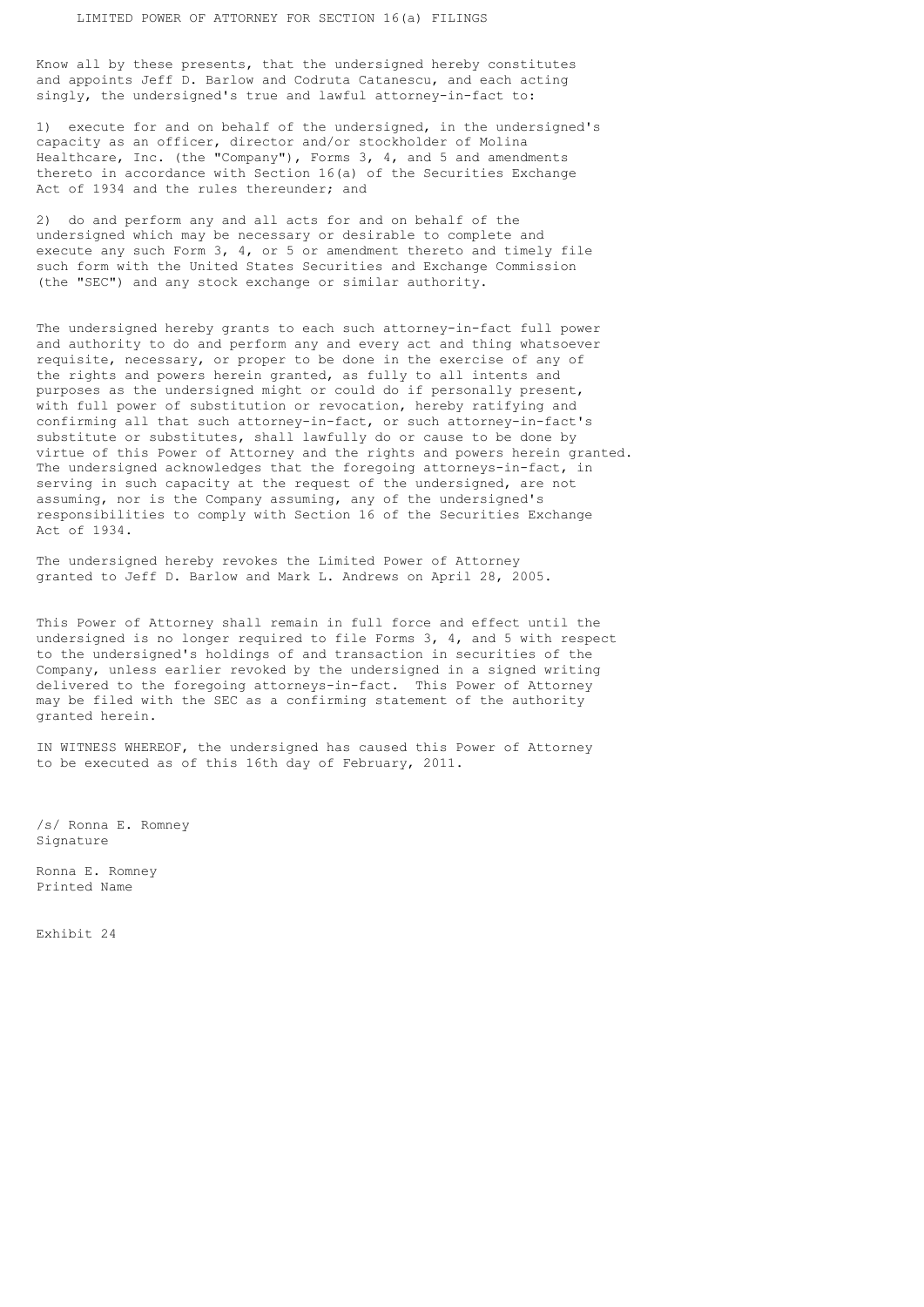# LIMITED POWER OF ATTORNEY FOR SECTION 16(a) FILINGS

Know all by these presents, that the undersigned hereby constitutes and appoints Jeff D. Barlow and Codruta Catanescu, and each acting singly, the undersigned's true and lawful attorney-in-fact to:

1) execute for and on behalf of the undersigned, in the undersigned's capacity as an officer, director and/or stockholder of Molina Healthcare, Inc. (the "Company"), Forms 3, 4, and 5 and amendments thereto in accordance with Section 16(a) of the Securities Exchange Act of 1934 and the rules thereunder; and

2) do and perform any and all acts for and on behalf of the undersigned which may be necessary or desirable to complete and execute any such Form 3, 4, or 5 or amendment thereto and timely file such form with the United States Securities and Exchange Commission (the "SEC") and any stock exchange or similar authority.

The undersigned hereby grants to each such attorney-in-fact full power and authority to do and perform any and every act and thing whatsoever requisite, necessary, or proper to be done in the exercise of any of the rights and powers herein granted, as fully to all intents and purposes as the undersigned might or could do if personally present, with full power of substitution or revocation, hereby ratifying and confirming all that such attorney-in-fact, or such attorney-in-fact's substitute or substitutes, shall lawfully do or cause to be done by virtue of this Power of Attorney and the rights and powers herein granted. The undersigned acknowledges that the foregoing attorneys-in-fact, in serving in such capacity at the request of the undersigned, are not assuming, nor is the Company assuming, any of the undersigned's responsibilities to comply with Section 16 of the Securities Exchange Act of 1934.

The undersigned hereby revokes the Limited Power of Attorney granted to Jeff D. Barlow and Mark L. Andrews on April 28, 2005.

This Power of Attorney shall remain in full force and effect until the undersigned is no longer required to file Forms 3, 4, and 5 with respect to the undersigned's holdings of and transaction in securities of the Company, unless earlier revoked by the undersigned in a signed writing delivered to the foregoing attorneys-in-fact. This Power of Attorney may be filed with the SEC as a confirming statement of the authority granted herein.

IN WITNESS WHEREOF, the undersigned has caused this Power of Attorney to be executed as of this 16th day of February, 2011.

/s/ Ronna E. Romney
Signature

Ronna E. Romney
Printed Name

Exhibit 24